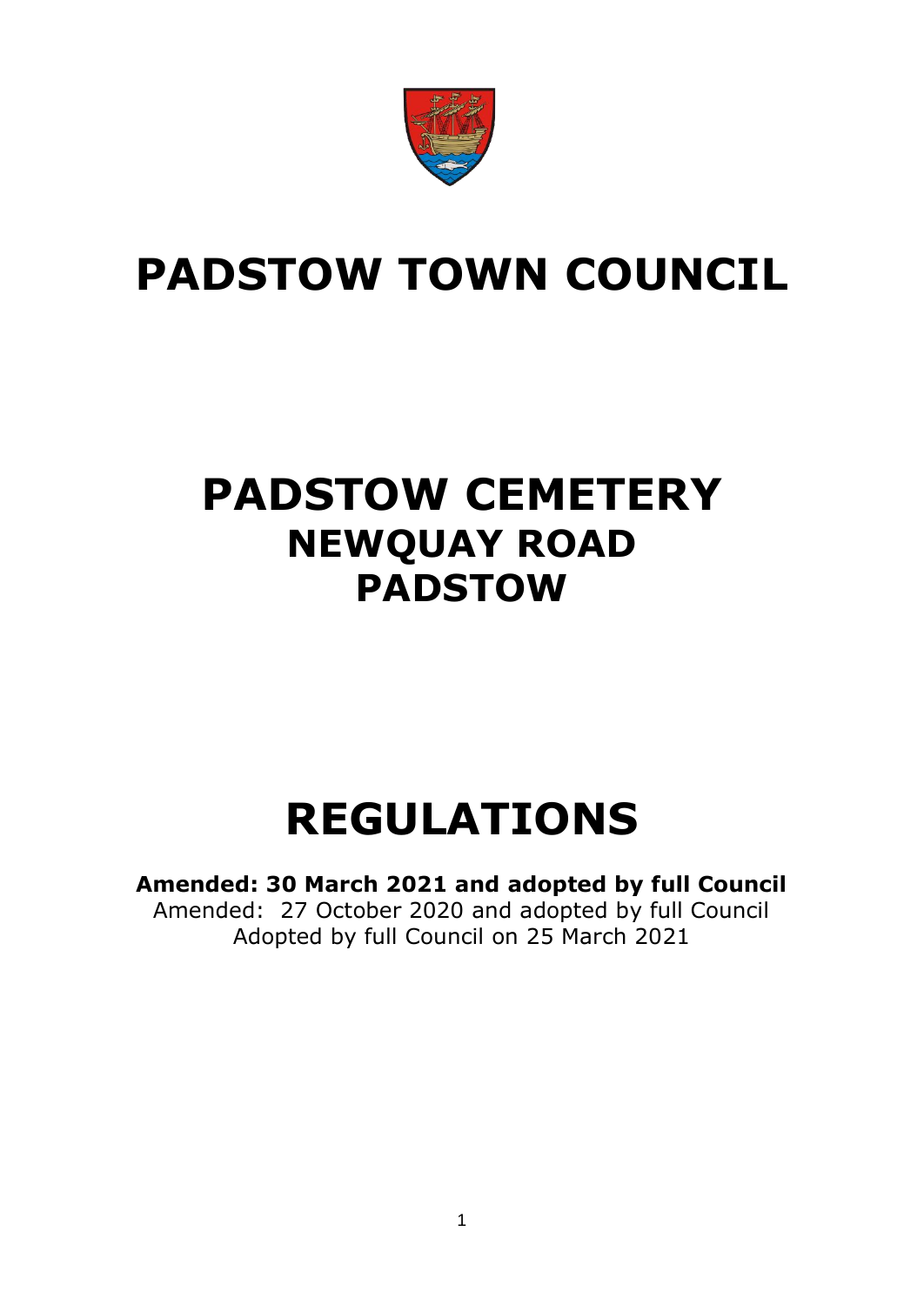# PADSTOW TOWN COUNCIL

# PADSTOW CEMETERY
## NEWQUAY ROAD
## PADSTOW

# REGULATIONS

**Amended: 30 March 2021 and adopted by full Council**

Amended: 27 October 2020 and adopted by full Council

Adopted by full Council on 25 March 2021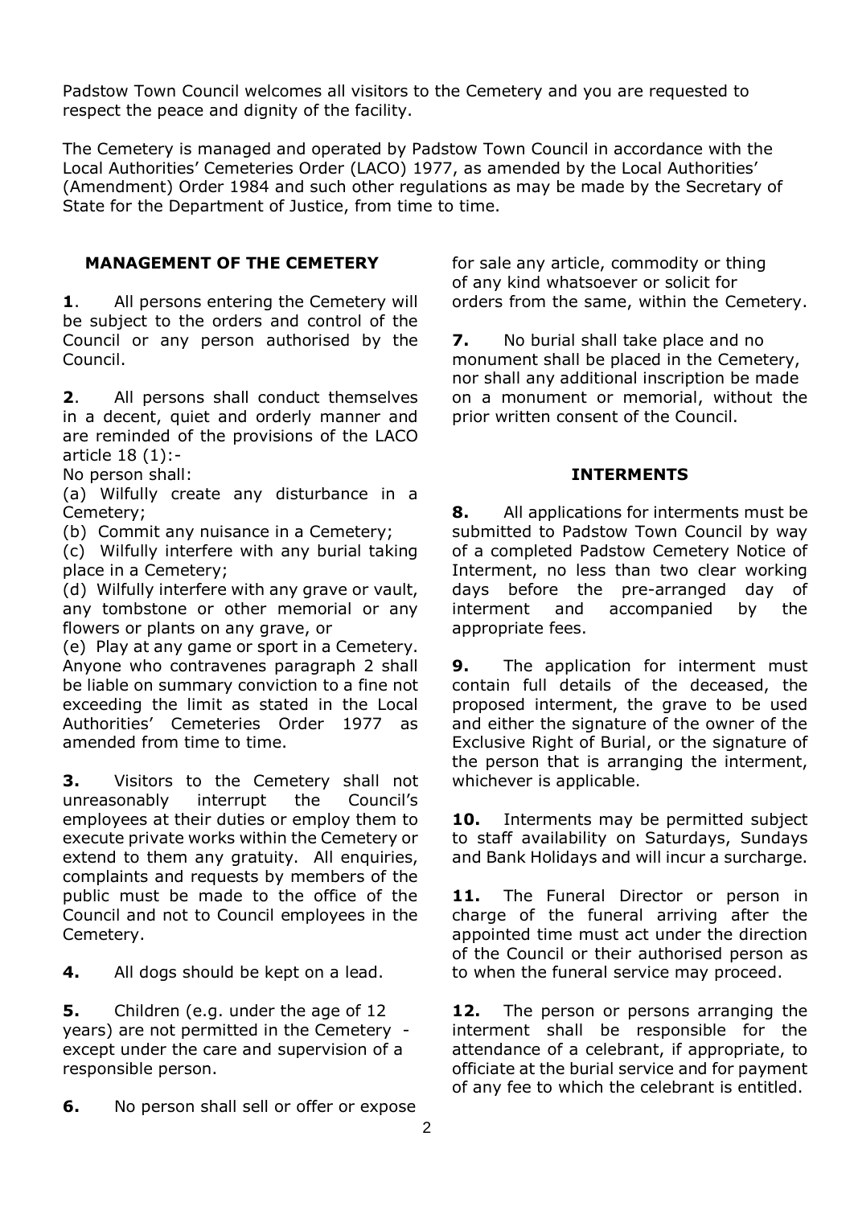Padstow Town Council welcomes all visitors to the Cemetery and you are requested to respect the peace and dignity of the facility.

The Cemetery is managed and operated by Padstow Town Council in accordance with the Local Authorities' Cemeteries Order (LACO) 1977, as amended by the Local Authorities' (Amendment) Order 1984 and such other regulations as may be made by the Secretary of State for the Department of Justice, from time to time.

## MANAGEMENT OF THE CEMETERY

**1**. All persons entering the Cemetery will be subject to the orders and control of the Council or any person authorised by the Council.

**2**. All persons shall conduct themselves in a decent, quiet and orderly manner and are reminded of the provisions of the LACO article 18 (1):-

No person shall:

(a) Wilfully create any disturbance in a Cemetery;

(b) Commit any nuisance in a Cemetery;

(c) Wilfully interfere with any burial taking place in a Cemetery;

(d) Wilfully interfere with any grave or vault, any tombstone or other memorial or any flowers or plants on any grave, or

(e) Play at any game or sport in a Cemetery.

Anyone who contravenes paragraph 2 shall be liable on summary conviction to a fine not exceeding the limit as stated in the Local Authorities' Cemeteries Order 1977 as amended from time to time.

**3.** Visitors to the Cemetery shall not unreasonably interrupt the Council's employees at their duties or employ them to execute private works within the Cemetery or extend to them any gratuity. All enquiries, complaints and requests by members of the public must be made to the office of the Council and not to Council employees in the Cemetery.

**4.** All dogs should be kept on a lead.

**5.** Children (e.g. under the age of 12 years) are not permitted in the Cemetery - except under the care and supervision of a responsible person.

**6.** No person shall sell or offer or expose for sale any article, commodity or thing of any kind whatsoever or solicit for orders from the same, within the Cemetery.

**7.** No burial shall take place and no monument shall be placed in the Cemetery, nor shall any additional inscription be made on a monument or memorial, without the prior written consent of the Council.

## INTERMENTS

**8.** All applications for interments must be submitted to Padstow Town Council by way of a completed Padstow Cemetery Notice of Interment, no less than two clear working days before the pre-arranged day of interment and accompanied by the appropriate fees.

**9.** The application for interment must contain full details of the deceased, the proposed interment, the grave to be used and either the signature of the owner of the Exclusive Right of Burial, or the signature of the person that is arranging the interment, whichever is applicable.

**10.** Interments may be permitted subject to staff availability on Saturdays, Sundays and Bank Holidays and will incur a surcharge.

**11.** The Funeral Director or person in charge of the funeral arriving after the appointed time must act under the direction of the Council or their authorised person as to when the funeral service may proceed.

**12.** The person or persons arranging the interment shall be responsible for the attendance of a celebrant, if appropriate, to officiate at the burial service and for payment of any fee to which the celebrant is entitled.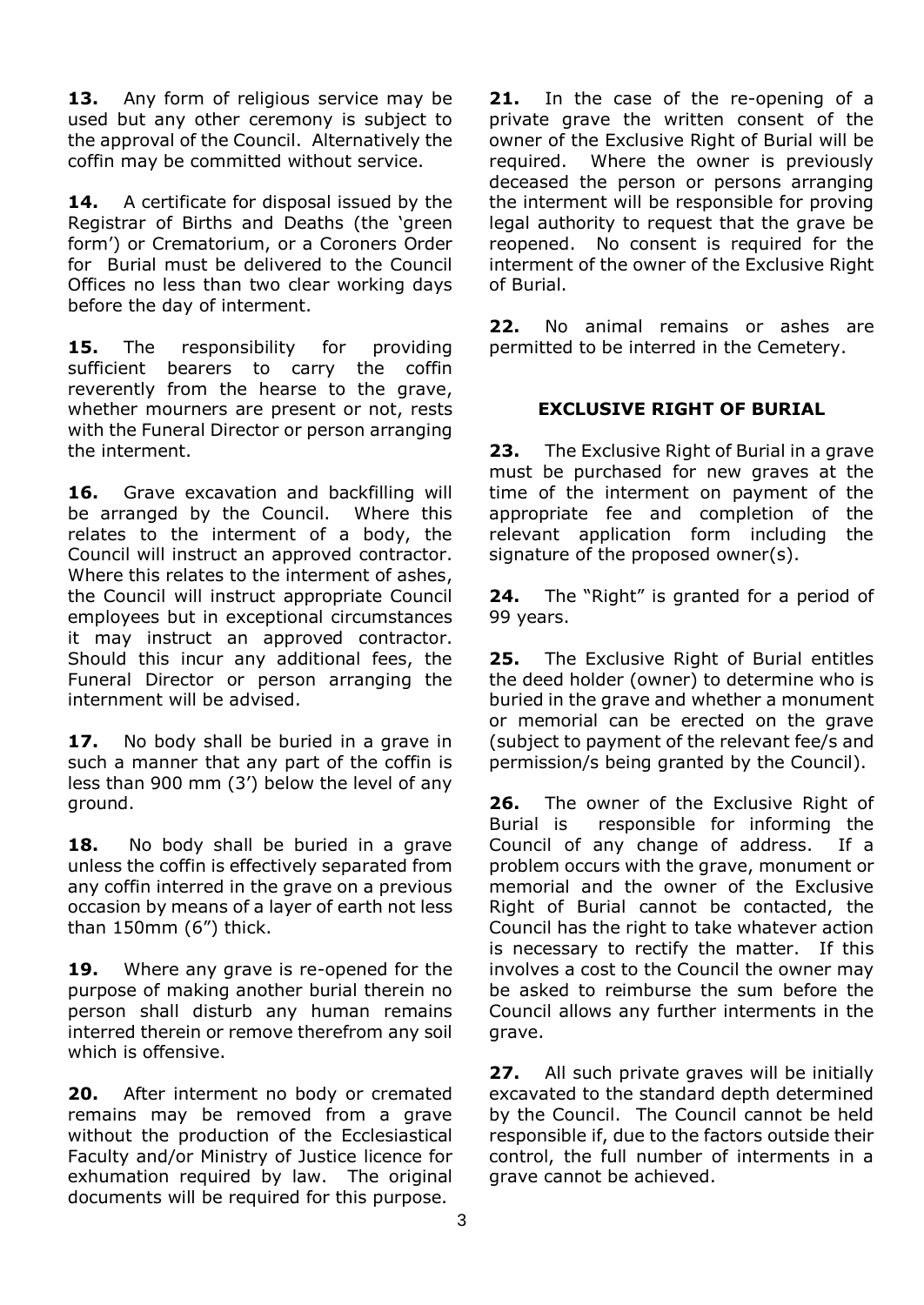**13.** Any form of religious service may be used but any other ceremony is subject to the approval of the Council. Alternatively the coffin may be committed without service.

**14.** A certificate for disposal issued by the Registrar of Births and Deaths (the 'green form') or Crematorium, or a Coroners Order for Burial must be delivered to the Council Offices no less than two clear working days before the day of interment.

**15.** The responsibility for providing sufficient bearers to carry the coffin reverently from the hearse to the grave, whether mourners are present or not, rests with the Funeral Director or person arranging the interment.

**16.** Grave excavation and backfilling will be arranged by the Council. Where this relates to the interment of a body, the Council will instruct an approved contractor. Where this relates to the interment of ashes, the Council will instruct appropriate Council employees but in exceptional circumstances it may instruct an approved contractor. Should this incur any additional fees, the Funeral Director or person arranging the internment will be advised.

**17.** No body shall be buried in a grave in such a manner that any part of the coffin is less than 900 mm (3') below the level of any ground.

**18.** No body shall be buried in a grave unless the coffin is effectively separated from any coffin interred in the grave on a previous occasion by means of a layer of earth not less than 150mm (6") thick.

**19.** Where any grave is re-opened for the purpose of making another burial therein no person shall disturb any human remains interred therein or remove therefrom any soil which is offensive.

**20.** After interment no body or cremated remains may be removed from a grave without the production of the Ecclesiastical Faculty and/or Ministry of Justice licence for exhumation required by law. The original documents will be required for this purpose.

**21.** In the case of the re-opening of a private grave the written consent of the owner of the Exclusive Right of Burial will be required. Where the owner is previously deceased the person or persons arranging the interment will be responsible for proving legal authority to request that the grave be reopened. No consent is required for the interment of the owner of the Exclusive Right of Burial.

**22.** No animal remains or ashes are permitted to be interred in the Cemetery.

## EXCLUSIVE RIGHT OF BURIAL

**23.** The Exclusive Right of Burial in a grave must be purchased for new graves at the time of the interment on payment of the appropriate fee and completion of the relevant application form including the signature of the proposed owner(s).

**24.** The "Right" is granted for a period of 99 years.

**25.** The Exclusive Right of Burial entitles the deed holder (owner) to determine who is buried in the grave and whether a monument or memorial can be erected on the grave (subject to payment of the relevant fee/s and permission/s being granted by the Council).

**26.** The owner of the Exclusive Right of Burial is responsible for informing the Council of any change of address. If a problem occurs with the grave, monument or memorial and the owner of the Exclusive Right of Burial cannot be contacted, the Council has the right to take whatever action is necessary to rectify the matter. If this involves a cost to the Council the owner may be asked to reimburse the sum before the Council allows any further interments in the grave.

**27.** All such private graves will be initially excavated to the standard depth determined by the Council. The Council cannot be held responsible if, due to the factors outside their control, the full number of interments in a grave cannot be achieved.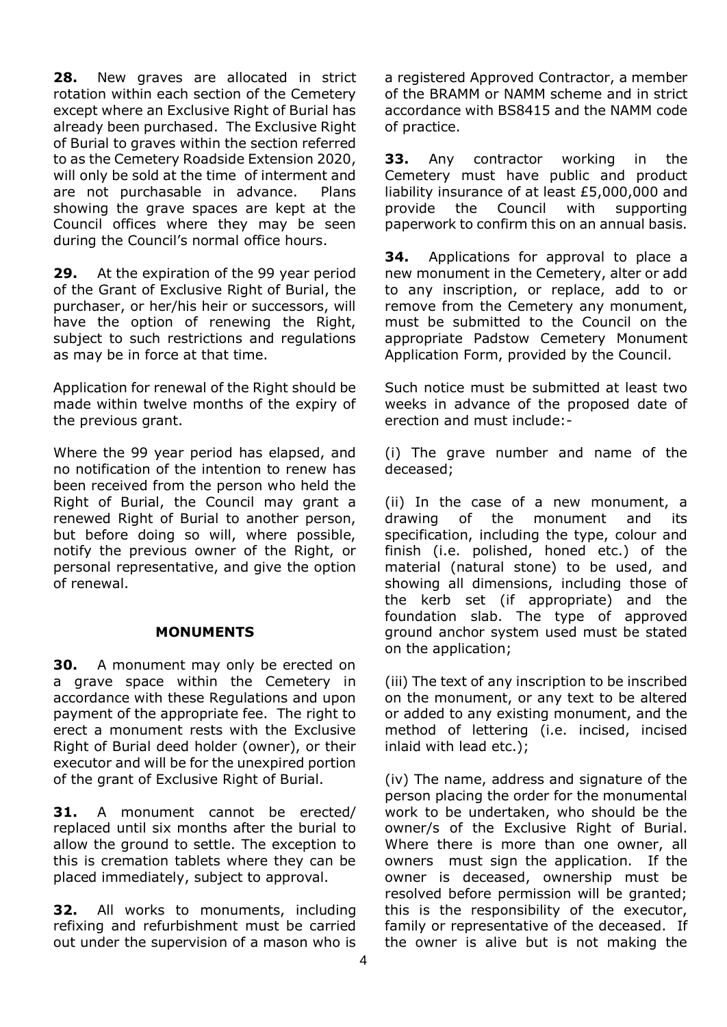**28.** New graves are allocated in strict rotation within each section of the Cemetery except where an Exclusive Right of Burial has already been purchased. The Exclusive Right of Burial to graves within the section referred to as the Cemetery Roadside Extension 2020, will only be sold at the time of interment and are not purchasable in advance. Plans showing the grave spaces are kept at the Council offices where they may be seen during the Council's normal office hours.

**29.** At the expiration of the 99 year period of the Grant of Exclusive Right of Burial, the purchaser, or her/his heir or successors, will have the option of renewing the Right, subject to such restrictions and regulations as may be in force at that time.

Application for renewal of the Right should be made within twelve months of the expiry of the previous grant.

Where the 99 year period has elapsed, and no notification of the intention to renew has been received from the person who held the Right of Burial, the Council may grant a renewed Right of Burial to another person, but before doing so will, where possible, notify the previous owner of the Right, or personal representative, and give the option of renewal.

## MONUMENTS

**30.** A monument may only be erected on a grave space within the Cemetery in accordance with these Regulations and upon payment of the appropriate fee. The right to erect a monument rests with the Exclusive Right of Burial deed holder (owner), or their executor and will be for the unexpired portion of the grant of Exclusive Right of Burial.

**31.** A monument cannot be erected/ replaced until six months after the burial to allow the ground to settle. The exception to this is cremation tablets where they can be placed immediately, subject to approval.

**32.** All works to monuments, including refixing and refurbishment must be carried out under the supervision of a mason who is a registered Approved Contractor, a member of the BRAMM or NAMM scheme and in strict accordance with BS8415 and the NAMM code of practice.

**33.** Any contractor working in the Cemetery must have public and product liability insurance of at least £5,000,000 and provide the Council with supporting paperwork to confirm this on an annual basis.

**34.** Applications for approval to place a new monument in the Cemetery, alter or add to any inscription, or replace, add to or remove from the Cemetery any monument, must be submitted to the Council on the appropriate Padstow Cemetery Monument Application Form, provided by the Council.

Such notice must be submitted at least two weeks in advance of the proposed date of erection and must include:-

(i) The grave number and name of the deceased;

(ii) In the case of a new monument, a drawing of the monument and its specification, including the type, colour and finish (i.e. polished, honed etc.) of the material (natural stone) to be used, and showing all dimensions, including those of the kerb set (if appropriate) and the foundation slab. The type of approved ground anchor system used must be stated on the application;

(iii) The text of any inscription to be inscribed on the monument, or any text to be altered or added to any existing monument, and the method of lettering (i.e. incised, incised inlaid with lead etc.);

(iv) The name, address and signature of the person placing the order for the monumental work to be undertaken, who should be the owner/s of the Exclusive Right of Burial. Where there is more than one owner, all owners must sign the application. If the owner is deceased, ownership must be resolved before permission will be granted; this is the responsibility of the executor, family or representative of the deceased. If the owner is alive but is not making the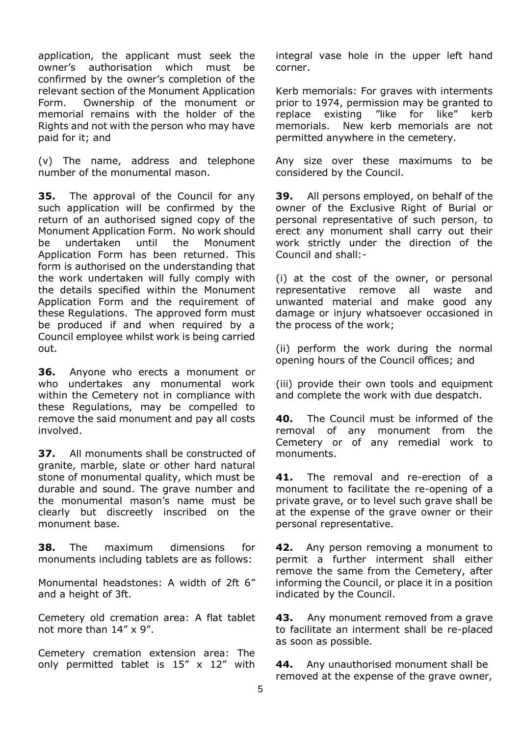application, the applicant must seek the owner's authorisation which must be confirmed by the owner's completion of the relevant section of the Monument Application Form. Ownership of the monument or memorial remains with the holder of the Rights and not with the person who may have paid for it; and

(v) The name, address and telephone number of the monumental mason.

**35.** The approval of the Council for any such application will be confirmed by the return of an authorised signed copy of the Monument Application Form. No work should be undertaken until the Monument Application Form has been returned. This form is authorised on the understanding that the work undertaken will fully comply with the details specified within the Monument Application Form and the requirement of these Regulations. The approved form must be produced if and when required by a Council employee whilst work is being carried out.

**36.** Anyone who erects a monument or who undertakes any monumental work within the Cemetery not in compliance with these Regulations, may be compelled to remove the said monument and pay all costs involved.

**37.** All monuments shall be constructed of granite, marble, slate or other hard natural stone of monumental quality, which must be durable and sound. The grave number and the monumental mason's name must be clearly but discreetly inscribed on the monument base.

**38.** The maximum dimensions for monuments including tablets are as follows:

Monumental headstones: A width of 2ft 6" and a height of 3ft.

Cemetery old cremation area: A flat tablet not more than 14" x 9".

Cemetery cremation extension area: The only permitted tablet is 15" x 12" with integral vase hole in the upper left hand corner.

Kerb memorials: For graves with interments prior to 1974, permission may be granted to replace existing "like for like" kerb memorials. New kerb memorials are not permitted anywhere in the cemetery.

Any size over these maximums to be considered by the Council.

**39.** All persons employed, on behalf of the owner of the Exclusive Right of Burial or personal representative of such person, to erect any monument shall carry out their work strictly under the direction of the Council and shall:-

(i) at the cost of the owner, or personal representative remove all waste and unwanted material and make good any damage or injury whatsoever occasioned in the process of the work;

(ii) perform the work during the normal opening hours of the Council offices; and

(iii) provide their own tools and equipment and complete the work with due despatch.

**40.** The Council must be informed of the removal of any monument from the Cemetery or of any remedial work to monuments.

**41.** The removal and re-erection of a monument to facilitate the re-opening of a private grave, or to level such grave shall be at the expense of the grave owner or their personal representative.

**42.** Any person removing a monument to permit a further interment shall either remove the same from the Cemetery, after informing the Council, or place it in a position indicated by the Council.

**43.** Any monument removed from a grave to facilitate an interment shall be re-placed as soon as possible.

**44.** Any unauthorised monument shall be removed at the expense of the grave owner,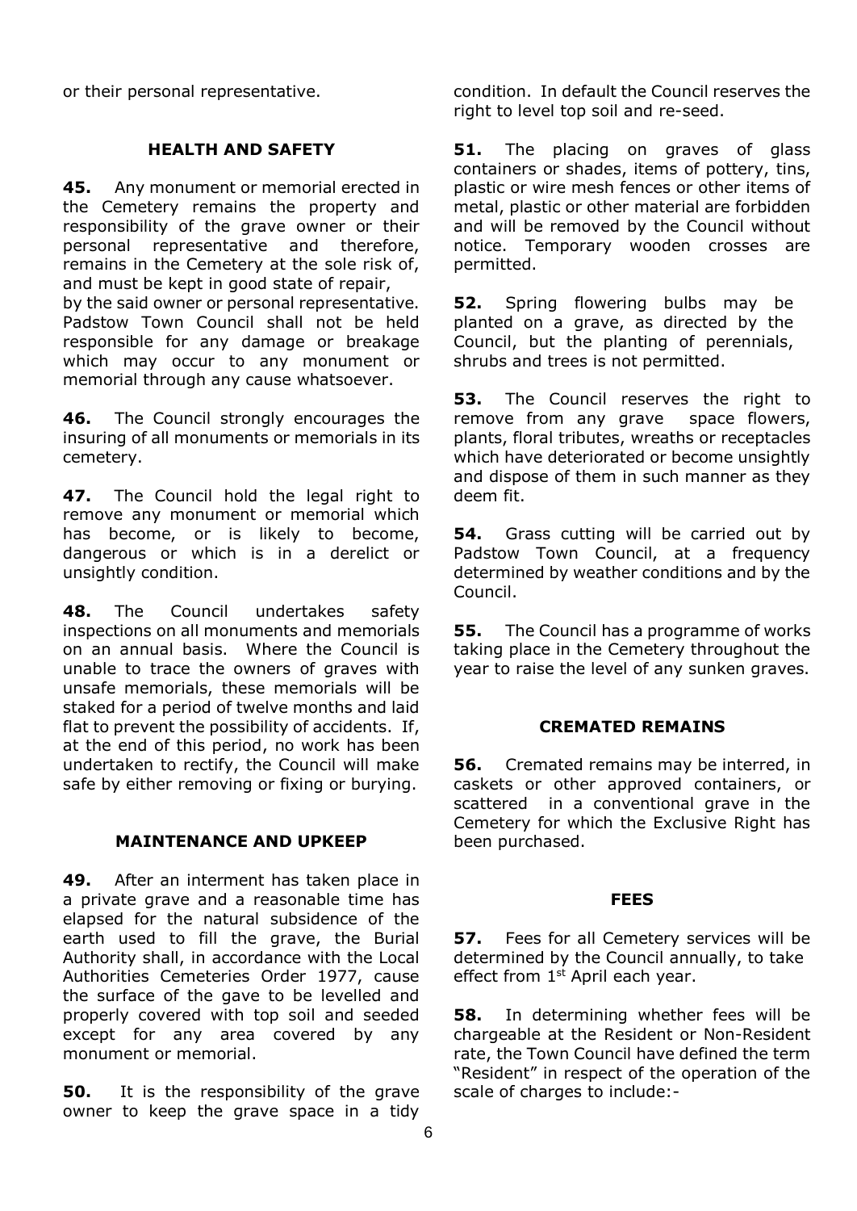or their personal representative.

## HEALTH AND SAFETY

**45.** Any monument or memorial erected in the Cemetery remains the property and responsibility of the grave owner or their personal representative and therefore, remains in the Cemetery at the sole risk of, and must be kept in good state of repair, by the said owner or personal representative. Padstow Town Council shall not be held responsible for any damage or breakage which may occur to any monument or memorial through any cause whatsoever.

**46.** The Council strongly encourages the insuring of all monuments or memorials in its cemetery.

**47.** The Council hold the legal right to remove any monument or memorial which has become, or is likely to become, dangerous or which is in a derelict or unsightly condition.

**48.** The Council undertakes safety inspections on all monuments and memorials on an annual basis. Where the Council is unable to trace the owners of graves with unsafe memorials, these memorials will be staked for a period of twelve months and laid flat to prevent the possibility of accidents. If, at the end of this period, no work has been undertaken to rectify, the Council will make safe by either removing or fixing or burying.

## MAINTENANCE AND UPKEEP

**49.** After an interment has taken place in a private grave and a reasonable time has elapsed for the natural subsidence of the earth used to fill the grave, the Burial Authority shall, in accordance with the Local Authorities Cemeteries Order 1977, cause the surface of the gave to be levelled and properly covered with top soil and seeded except for any area covered by any monument or memorial.

**50.** It is the responsibility of the grave owner to keep the grave space in a tidy condition. In default the Council reserves the right to level top soil and re-seed.

**51.** The placing on graves of glass containers or shades, items of pottery, tins, plastic or wire mesh fences or other items of metal, plastic or other material are forbidden and will be removed by the Council without notice. Temporary wooden crosses are permitted.

**52.** Spring flowering bulbs may be planted on a grave, as directed by the Council, but the planting of perennials, shrubs and trees is not permitted.

**53.** The Council reserves the right to remove from any grave space flowers, plants, floral tributes, wreaths or receptacles which have deteriorated or become unsightly and dispose of them in such manner as they deem fit.

**54.** Grass cutting will be carried out by Padstow Town Council, at a frequency determined by weather conditions and by the Council.

**55.** The Council has a programme of works taking place in the Cemetery throughout the year to raise the level of any sunken graves.

## CREMATED REMAINS

**56.** Cremated remains may be interred, in caskets or other approved containers, or scattered in a conventional grave in the Cemetery for which the Exclusive Right has been purchased.

## FEES

**57.** Fees for all Cemetery services will be determined by the Council annually, to take effect from 1st April each year.

**58.** In determining whether fees will be chargeable at the Resident or Non-Resident rate, the Town Council have defined the term "Resident" in respect of the operation of the scale of charges to include:-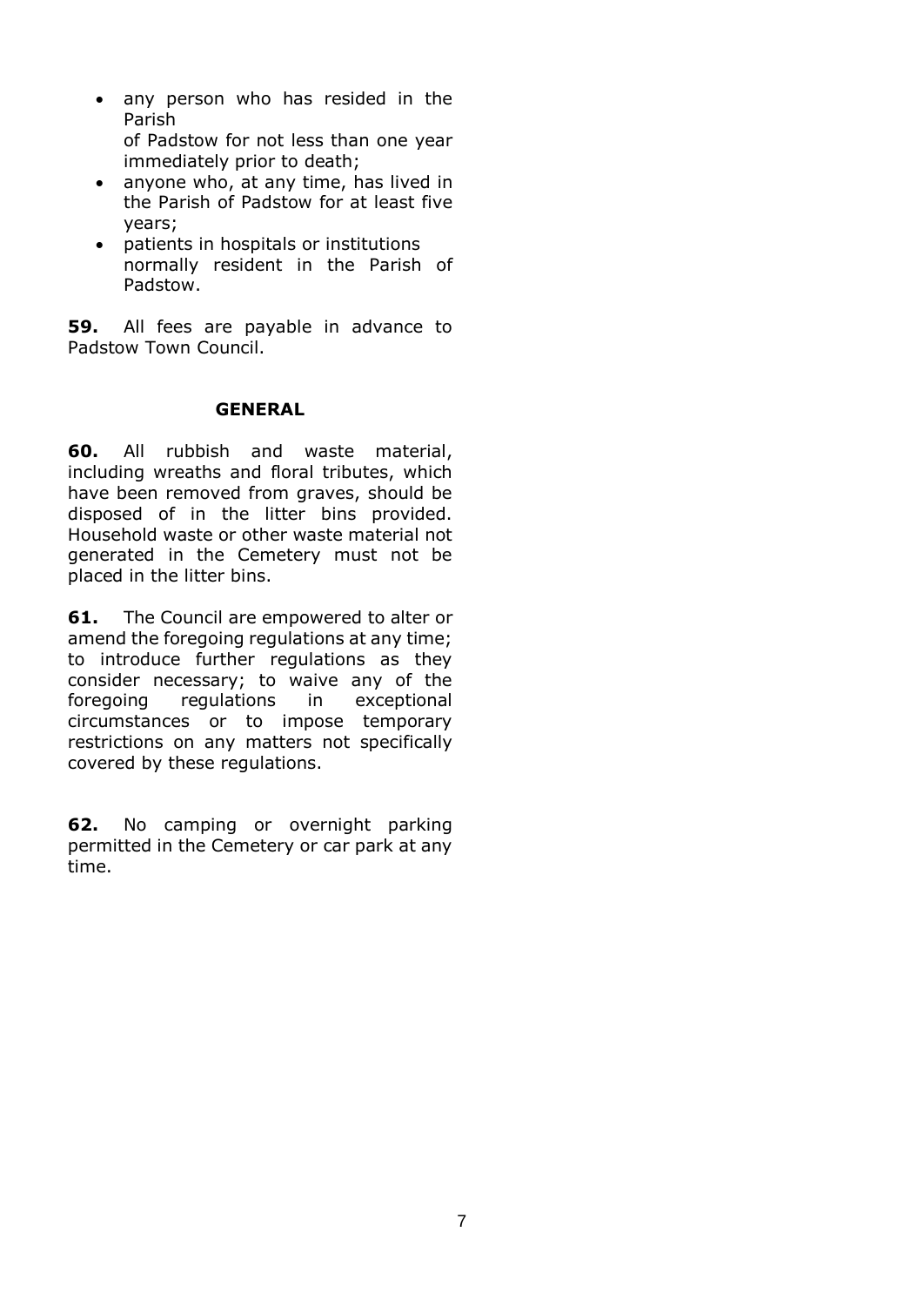- any person who has resided in the Parish of Padstow for not less than one year immediately prior to death;
- anyone who, at any time, has lived in the Parish of Padstow for at least five years;
- patients in hospitals or institutions normally resident in the Parish of Padstow.

**59.** All fees are payable in advance to Padstow Town Council.

## GENERAL

**60.** All rubbish and waste material, including wreaths and floral tributes, which have been removed from graves, should be disposed of in the litter bins provided. Household waste or other waste material not generated in the Cemetery must not be placed in the litter bins.

**61.** The Council are empowered to alter or amend the foregoing regulations at any time; to introduce further regulations as they consider necessary; to waive any of the foregoing regulations in exceptional circumstances or to impose temporary restrictions on any matters not specifically covered by these regulations.

**62.** No camping or overnight parking permitted in the Cemetery or car park at any time.